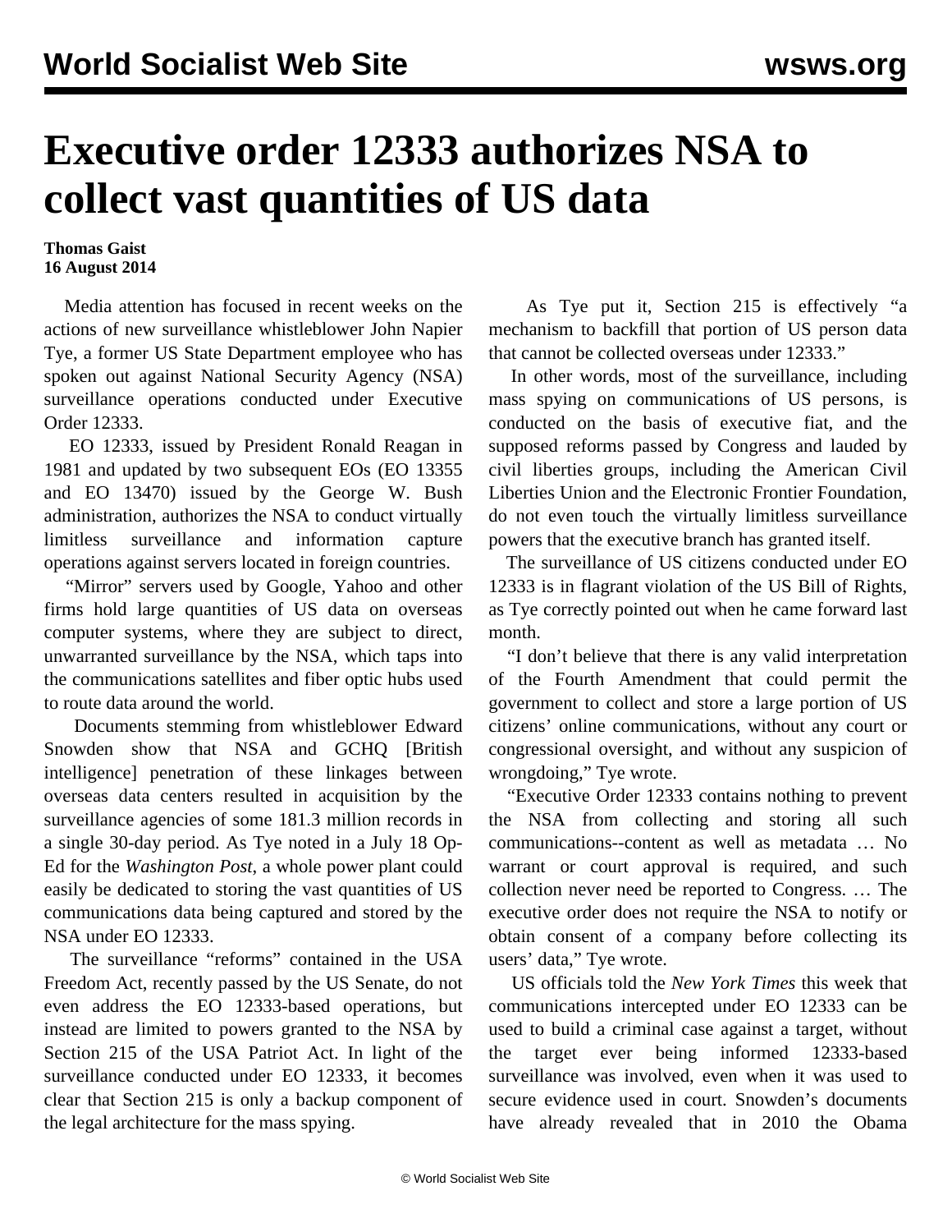# Executive order 12333 authorizes NSA to collect vast quantities of US data

**Thomas Gaist**
**16 August 2014**

Media attention has focused in recent weeks on the actions of new surveillance whistleblower John Napier Tye, a former US State Department employee who has spoken out against National Security Agency (NSA) surveillance operations conducted under Executive Order 12333.

EO 12333, issued by President Ronald Reagan in 1981 and updated by two subsequent EOs (EO 13355 and EO 13470) issued by the George W. Bush administration, authorizes the NSA to conduct virtually limitless surveillance and information capture operations against servers located in foreign countries.

"Mirror" servers used by Google, Yahoo and other firms hold large quantities of US data on overseas computer systems, where they are subject to direct, unwarranted surveillance by the NSA, which taps into the communications satellites and fiber optic hubs used to route data around the world.

Documents stemming from whistleblower Edward Snowden show that NSA and GCHQ [British intelligence] penetration of these linkages between overseas data centers resulted in acquisition by the surveillance agencies of some 181.3 million records in a single 30-day period. As Tye noted in a July 18 Op-Ed for the *Washington Post*, a whole power plant could easily be dedicated to storing the vast quantities of US communications data being captured and stored by the NSA under EO 12333.

The surveillance "reforms" contained in the USA Freedom Act, recently passed by the US Senate, do not even address the EO 12333-based operations, but instead are limited to powers granted to the NSA by Section 215 of the USA Patriot Act. In light of the surveillance conducted under EO 12333, it becomes clear that Section 215 is only a backup component of the legal architecture for the mass spying.

As Tye put it, Section 215 is effectively "a mechanism to backfill that portion of US person data that cannot be collected overseas under 12333."

In other words, most of the surveillance, including mass spying on communications of US persons, is conducted on the basis of executive fiat, and the supposed reforms passed by Congress and lauded by civil liberties groups, including the American Civil Liberties Union and the Electronic Frontier Foundation, do not even touch the virtually limitless surveillance powers that the executive branch has granted itself.

The surveillance of US citizens conducted under EO 12333 is in flagrant violation of the US Bill of Rights, as Tye correctly pointed out when he came forward last month.

"I don't believe that there is any valid interpretation of the Fourth Amendment that could permit the government to collect and store a large portion of US citizens' online communications, without any court or congressional oversight, and without any suspicion of wrongdoing," Tye wrote.

"Executive Order 12333 contains nothing to prevent the NSA from collecting and storing all such communications--content as well as metadata … No warrant or court approval is required, and such collection never need be reported to Congress. … The executive order does not require the NSA to notify or obtain consent of a company before collecting its users' data," Tye wrote.

US officials told the *New York Times* this week that communications intercepted under EO 12333 can be used to build a criminal case against a target, without the target ever being informed 12333-based surveillance was involved, even when it was used to secure evidence used in court. Snowden's documents have already revealed that in 2010 the Obama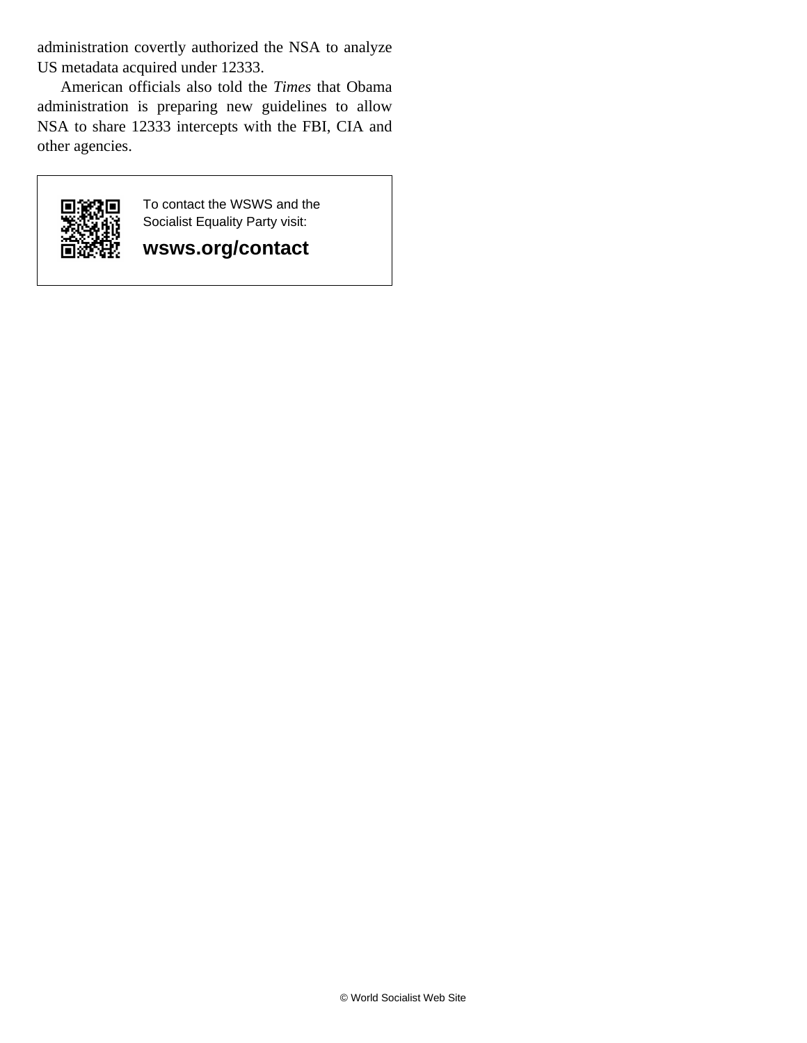administration covertly authorized the NSA to analyze US metadata acquired under 12333.

American officials also told the *Times* that Obama administration is preparing new guidelines to allow NSA to share 12333 intercepts with the FBI, CIA and other agencies.

To contact the WSWS and the Socialist Equality Party visit:

**wsws.org/contact**